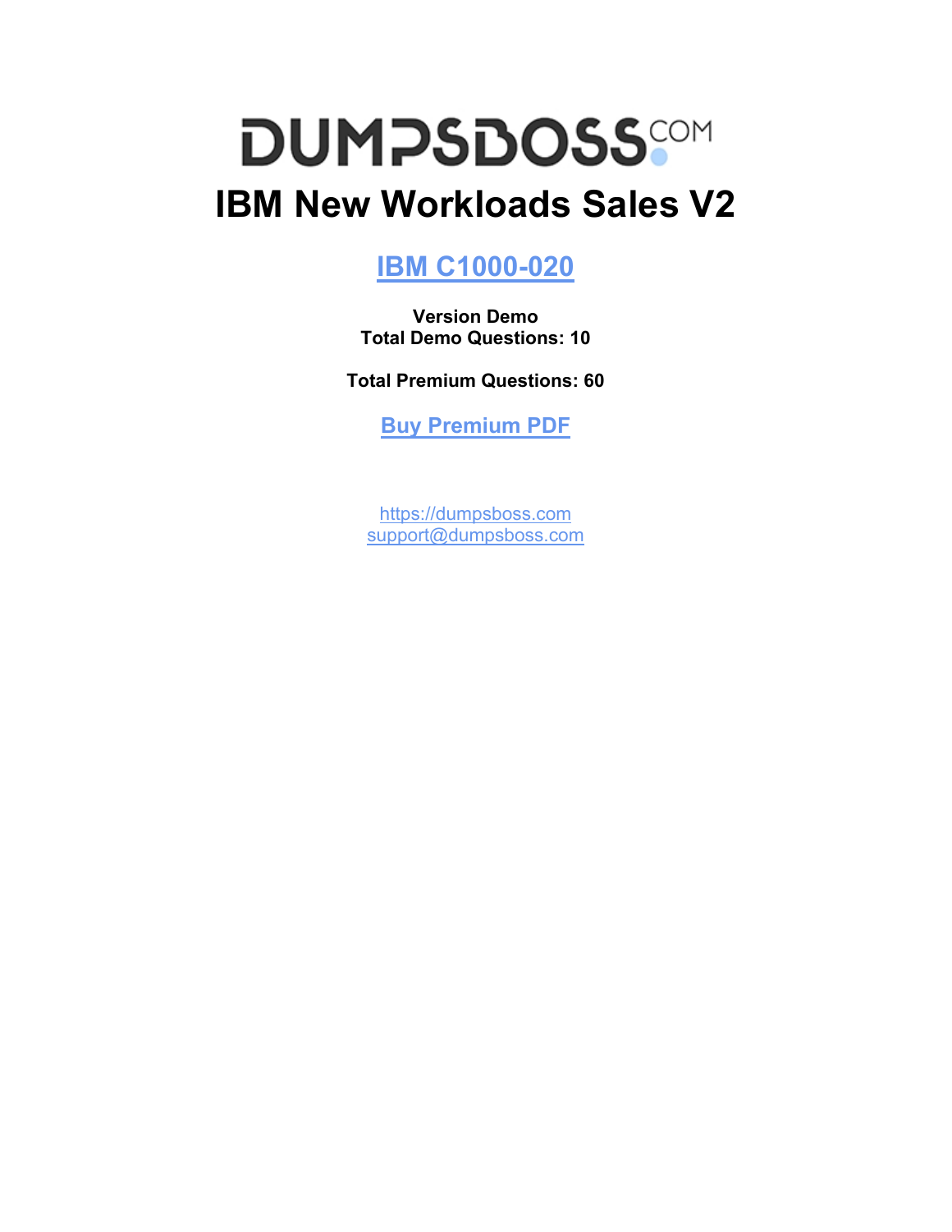# DUMPSBOSS.COM

# IBM New Workloads Sales V2

## [IBM C1000-020](https://dumpsboss.com)

**Version Demo**
**Total Demo Questions: 10**

**Total Premium Questions: 60**

**[Buy Premium PDF](https://dumpsboss.com)**

[https://dumpsboss.com](https://dumpsboss.com)
[support@dumpsboss.com](mailto:support@dumpsboss.com)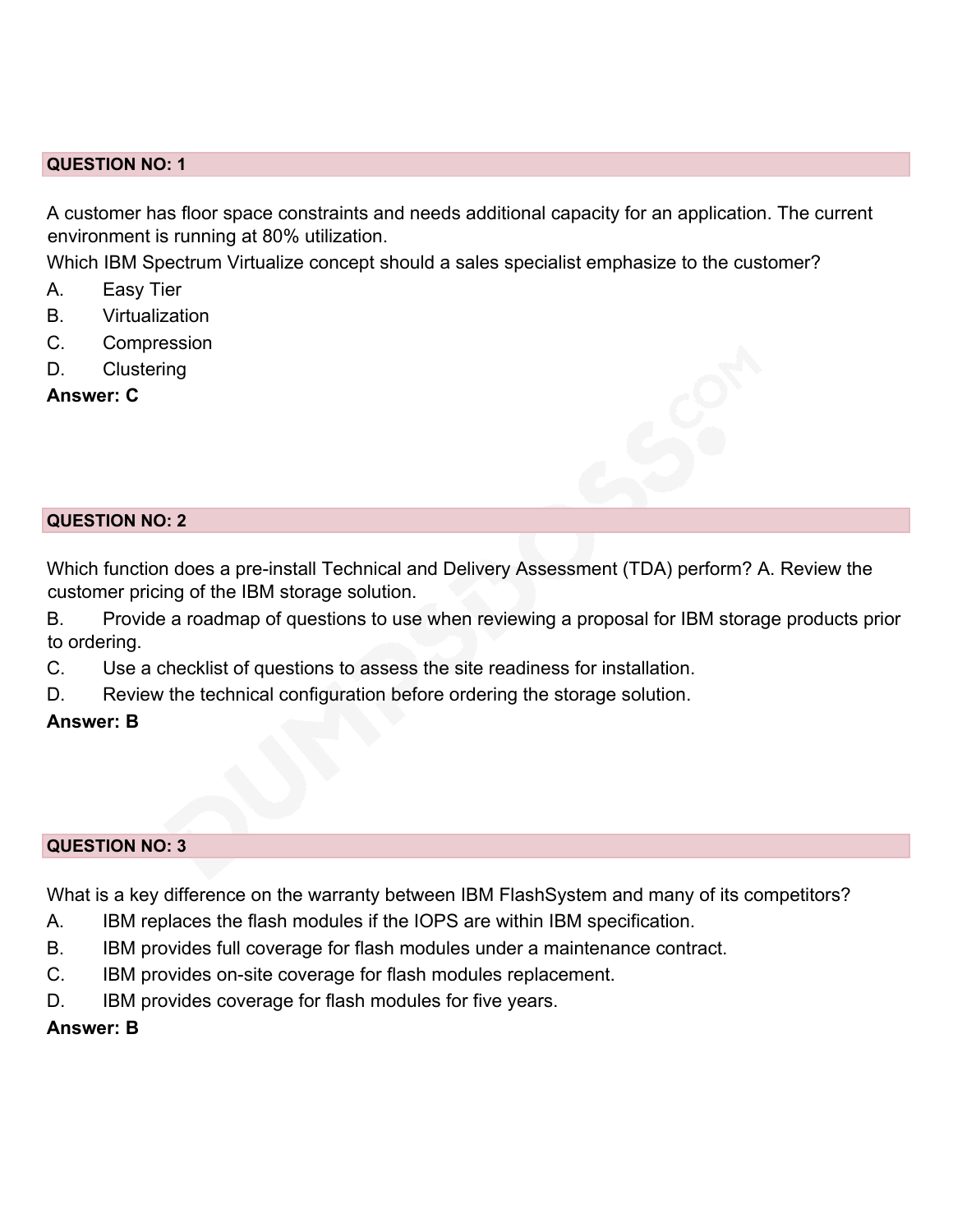**QUESTION NO: 1**

A customer has floor space constraints and needs additional capacity for an application. The current environment is running at 80% utilization.
Which IBM Spectrum Virtualize concept should a sales specialist emphasize to the customer?

A. Easy Tier
B. Virtualization
C. Compression
D. Clustering

**Answer: C**

**QUESTION NO: 2**

Which function does a pre-install Technical and Delivery Assessment (TDA) perform? A. Review the customer pricing of the IBM storage solution.

B. Provide a roadmap of questions to use when reviewing a proposal for IBM storage products prior to ordering.
C. Use a checklist of questions to assess the site readiness for installation.
D. Review the technical configuration before ordering the storage solution.

**Answer: B**

**QUESTION NO: 3**

What is a key difference on the warranty between IBM FlashSystem and many of its competitors?

A. IBM replaces the flash modules if the IOPS are within IBM specification.
B. IBM provides full coverage for flash modules under a maintenance contract.
C. IBM provides on-site coverage for flash modules replacement.
D. IBM provides coverage for flash modules for five years.

**Answer: B**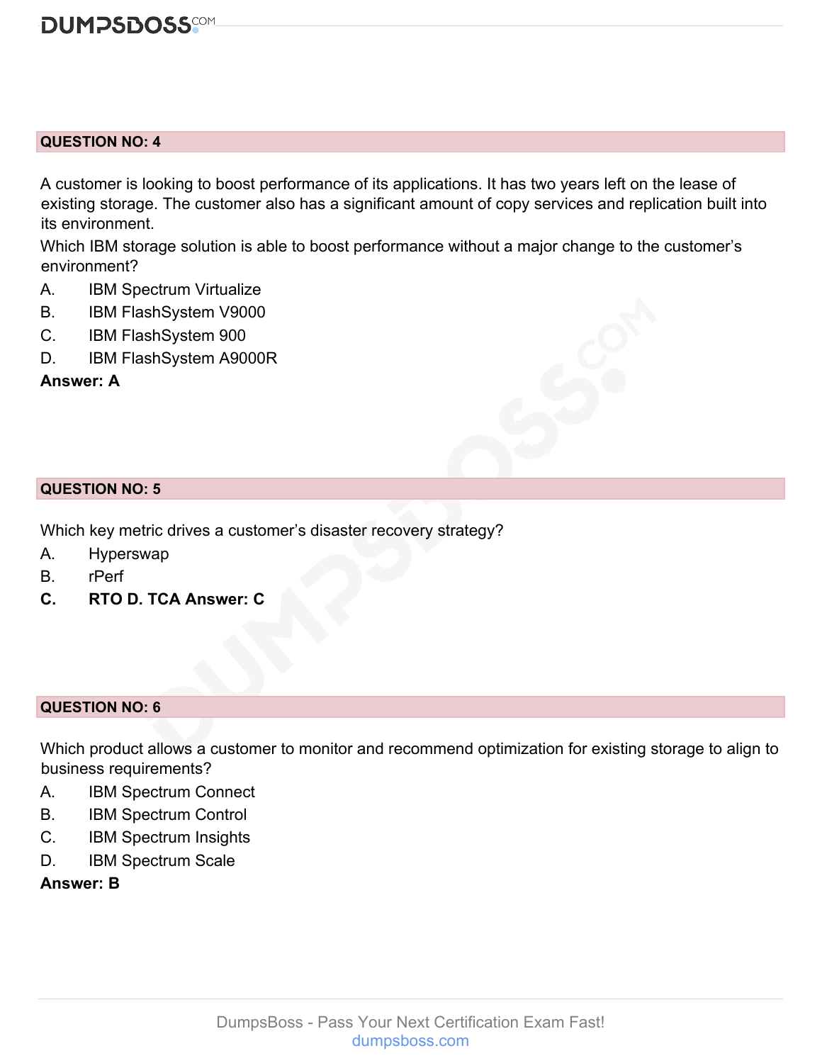**QUESTION NO: 4**

A customer is looking to boost performance of its applications. It has two years left on the lease of existing storage. The customer also has a significant amount of copy services and replication built into its environment.

Which IBM storage solution is able to boost performance without a major change to the customer's environment?

A. IBM Spectrum Virtualize
B. IBM FlashSystem V9000
C. IBM FlashSystem 900
D. IBM FlashSystem A9000R

**Answer: A**

**QUESTION NO: 5**

Which key metric drives a customer's disaster recovery strategy?

A. Hyperswap
B. rPerf
**C. RTO D. TCA Answer: C**

**QUESTION NO: 6**

Which product allows a customer to monitor and recommend optimization for existing storage to align to business requirements?

A. IBM Spectrum Connect
B. IBM Spectrum Control
C. IBM Spectrum Insights
D. IBM Spectrum Scale

**Answer: B**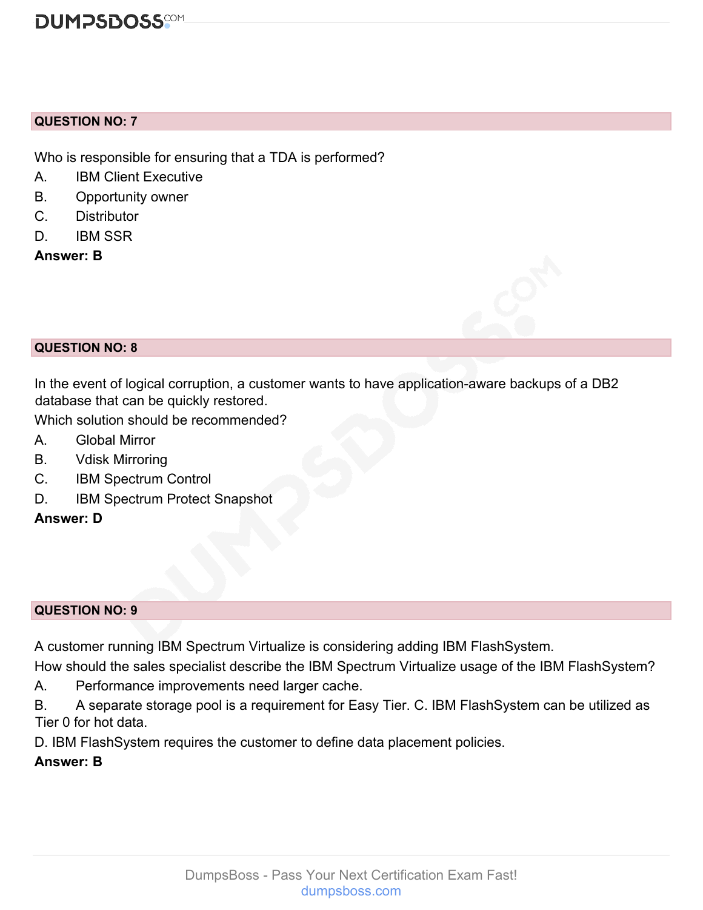**QUESTION NO: 7**

Who is responsible for ensuring that a TDA is performed?

A. IBM Client Executive
B. Opportunity owner
C. Distributor
D. IBM SSR

**Answer: B**

**QUESTION NO: 8**

In the event of logical corruption, a customer wants to have application-aware backups of a DB2 database that can be quickly restored.

Which solution should be recommended?

A. Global Mirror
B. Vdisk Mirroring
C. IBM Spectrum Control
D. IBM Spectrum Protect Snapshot

**Answer: D**

**QUESTION NO: 9**

A customer running IBM Spectrum Virtualize is considering adding IBM FlashSystem.

How should the sales specialist describe the IBM Spectrum Virtualize usage of the IBM FlashSystem?

A. Performance improvements need larger cache.
B. A separate storage pool is a requirement for Easy Tier. C. IBM FlashSystem can be utilized as Tier 0 for hot data.
D. IBM FlashSystem requires the customer to define data placement policies.

**Answer: B**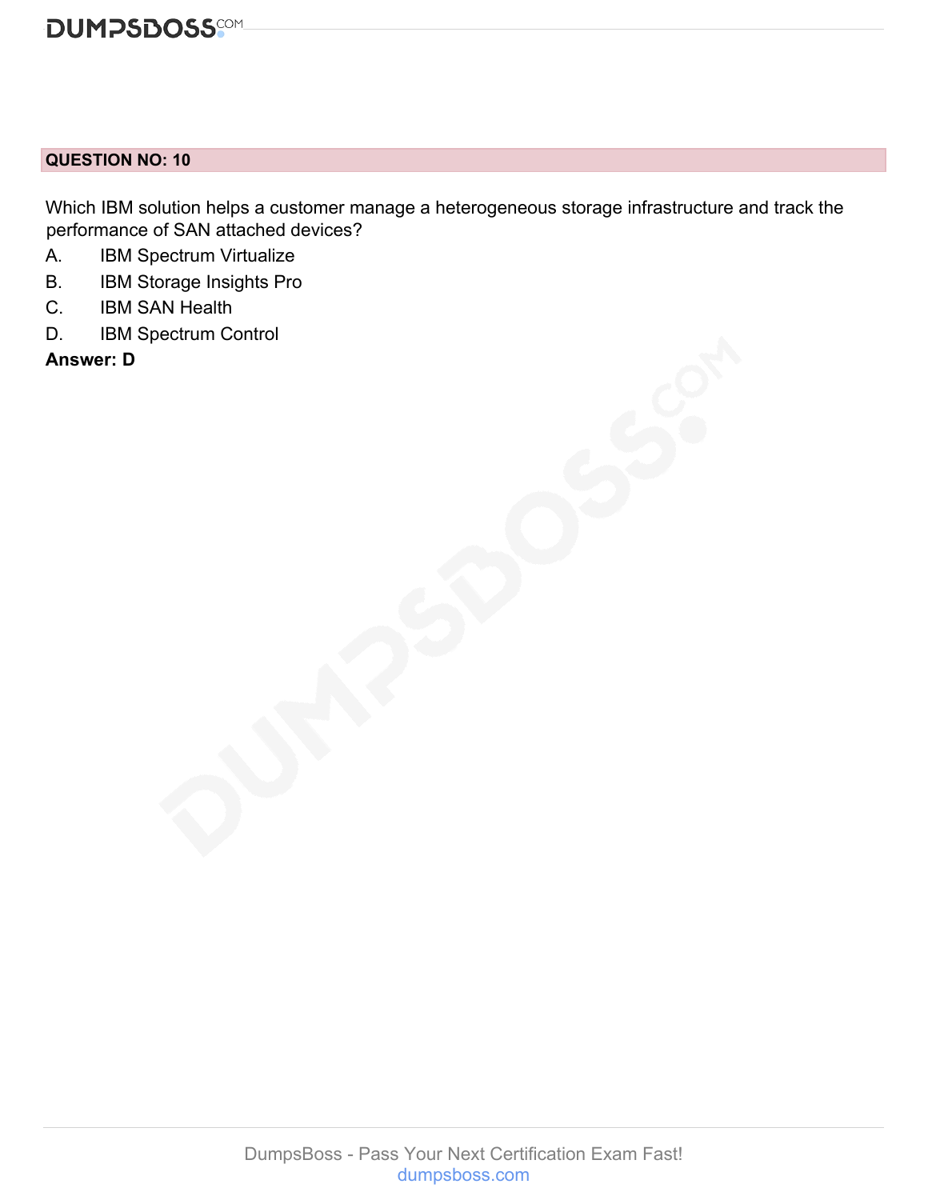**QUESTION NO: 10**

Which IBM solution helps a customer manage a heterogeneous storage infrastructure and track the performance of SAN attached devices?

A. IBM Spectrum Virtualize

B. IBM Storage Insights Pro

C. IBM SAN Health

D. IBM Spectrum Control

**Answer: D**